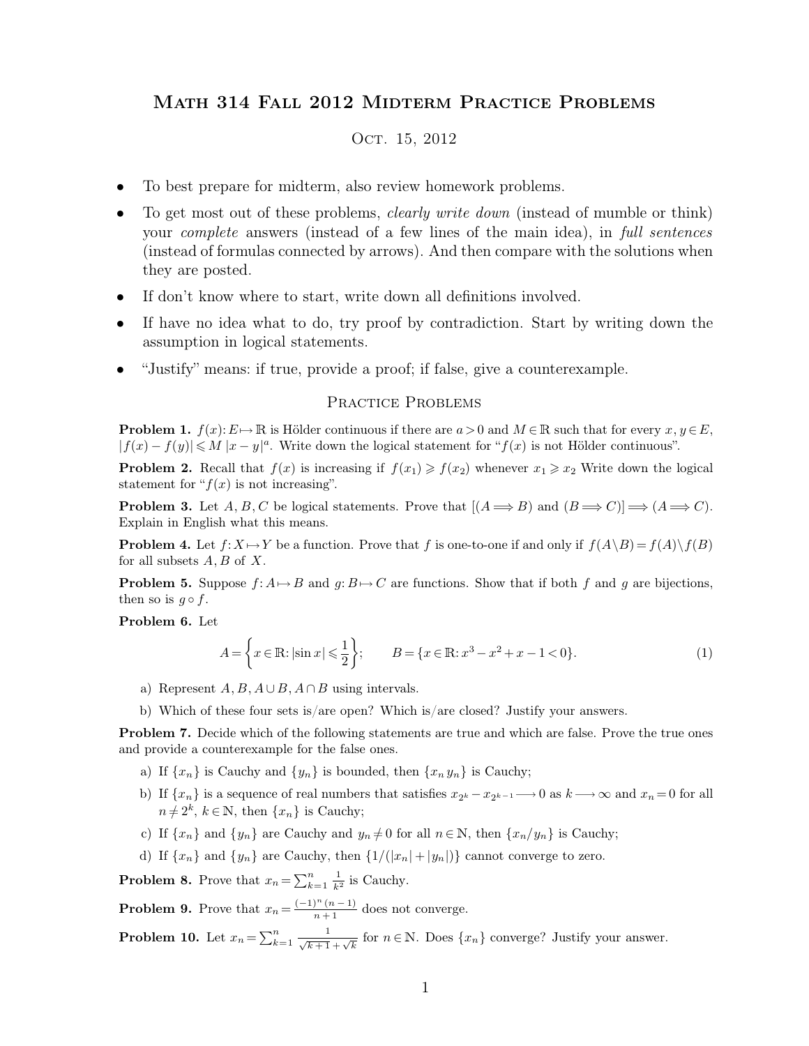# Math 314 Fall 2012 Midterm Practice Problems

Oct. 15, 2012

- To best prepare for midterm, also review homework problems.
- To get most out of these problems, *clearly write down* (instead of mumble or think) your *complete* answers (instead of a few lines of the main idea), in *full sentences* (instead of formulas connected by arrows). And then compare with the solutions when they are posted.
- If don't know where to start, write down all definitions involved.
- If have no idea what to do, try proof by contradiction. Start by writing down the assumption in logical statements.
- "Justify" means: if true, provide a proof; if false, give a counterexample.

## Practice Problems

**Problem 1.** $f(x): E \mapsto \mathbb{R}$ is Hölder continuous if there are $a > 0$ and $M \in \mathbb{R}$ such that for every $x, y \in E$, $|f(x) - f(y)| \leqslant M\, |x - y|^a$. Write down the logical statement for "$f(x)$ is not Hölder continuous".

**Problem 2.** Recall that $f(x)$ is increasing if $f(x_1) \geqslant f(x_2)$ whenever $x_1 \geqslant x_2$ Write down the logical statement for "$f(x)$ is not increasing".

**Problem 3.** Let $A, B, C$ be logical statements. Prove that $[(A \Longrightarrow B) \text{ and } (B \Longrightarrow C)] \Longrightarrow (A \Longrightarrow C)$. Explain in English what this means.

**Problem 4.** Let $f: X \mapsto Y$ be a function. Prove that $f$ is one-to-one if and only if $f(A \backslash B) = f(A) \backslash f(B)$ for all subsets $A, B$ of $X$.

**Problem 5.** Suppose $f: A \mapsto B$ and $g: B \mapsto C$ are functions. Show that if both $f$ and $g$ are bijections, then so is $g \circ f$.

**Problem 6.** Let

$$A = \left\{ x \in \mathbb{R}: |\sin x| \leqslant \frac{1}{2} \right\}; \qquad B = \{ x \in \mathbb{R}: x^3 - x^2 + x - 1 < 0 \}. \tag{1}$$

a) Represent $A, B, A \cup B, A \cap B$ using intervals.

b) Which of these four sets is/are open? Which is/are closed? Justify your answers.

**Problem 7.** Decide which of the following statements are true and which are false. Prove the true ones and provide a counterexample for the false ones.

a) If $\{x_n\}$ is Cauchy and $\{y_n\}$ is bounded, then $\{x_n y_n\}$ is Cauchy;

b) If $\{x_n\}$ is a sequence of real numbers that satisfies $x_{2^k} - x_{2^{k-1}} \longrightarrow 0$ as $k \longrightarrow \infty$ and $x_n = 0$ for all $n \neq 2^k$, $k \in \mathbb{N}$, then $\{x_n\}$ is Cauchy;

c) If $\{x_n\}$ and $\{y_n\}$ are Cauchy and $y_n \neq 0$ for all $n \in \mathbb{N}$, then $\{x_n / y_n\}$ is Cauchy;

d) If $\{x_n\}$ and $\{y_n\}$ are Cauchy, then $\{1/(|x_n| + |y_n|)\}$ cannot converge to zero.

**Problem 8.** Prove that $x_n = \sum_{k=1}^{n} \frac{1}{k^2}$ is Cauchy.

**Problem 9.** Prove that $x_n = \frac{(-1)^n (n-1)}{n+1}$ does not converge.

**Problem 10.** Let $x_n = \sum_{k=1}^{n} \frac{1}{\sqrt{k+1} + \sqrt{k}}$ for $n \in \mathbb{N}$. Does $\{x_n\}$ converge? Justify your answer.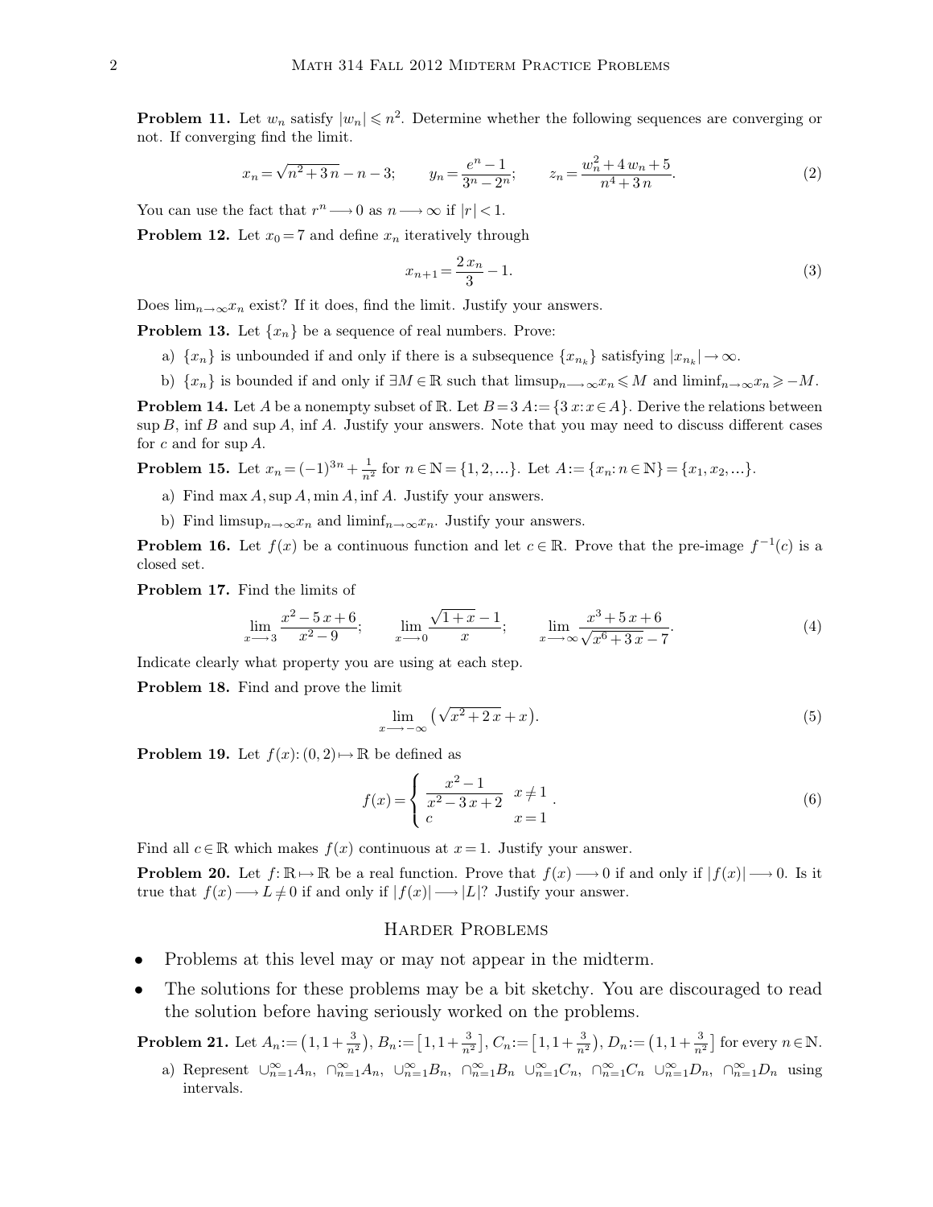**Problem 11.** Let $w_n$ satisfy $|w_n| \leqslant n^2$. Determine whether the following sequences are converging or not. If converging find the limit.

$$x_n = \sqrt{n^2 + 3n} - n - 3; \qquad y_n = \frac{e^n - 1}{3^n - 2^n}; \qquad z_n = \frac{w_n^2 + 4w_n + 5}{n^4 + 3n}. \tag{2}$$

You can use the fact that $r^n \longrightarrow 0$ as $n \longrightarrow \infty$ if $|r| < 1$.

**Problem 12.** Let $x_0 = 7$ and define $x_n$ iteratively through

$$x_{n+1} = \frac{2x_n}{3} - 1. \tag{3}$$

Does $\lim_{n\to\infty} x_n$ exist? If it does, find the limit. Justify your answers.

**Problem 13.** Let $\{x_n\}$ be a sequence of real numbers. Prove:

a) $\{x_n\}$ is unbounded if and only if there is a subsequence $\{x_{n_k}\}$ satisfying $|x_{n_k}| \to \infty$.

b) $\{x_n\}$ is bounded if and only if $\exists M \in \mathbb{R}$ such that $\limsup_{n\longrightarrow\infty} x_n \leqslant M$ and $\liminf_{n\to\infty} x_n \geqslant -M$.

**Problem 14.** Let $A$ be a nonempty subset of $\mathbb{R}$. Let $B = 3A := \{3x : x \in A\}$. Derive the relations between $\sup B$, $\inf B$ and $\sup A$, $\inf A$. Justify your answers. Note that you may need to discuss different cases for $c$ and for $\sup A$.

**Problem 15.** Let $x_n = (-1)^{3n} + \frac{1}{n^2}$ for $n \in \mathbb{N} = \{1, 2, \ldots\}$. Let $A := \{x_n : n \in \mathbb{N}\} = \{x_1, x_2, \ldots\}$.

a) Find $\max A, \sup A, \min A, \inf A$. Justify your answers.

b) Find $\limsup_{n\to\infty} x_n$ and $\liminf_{n\to\infty} x_n$. Justify your answers.

**Problem 16.** Let $f(x)$ be a continuous function and let $c \in \mathbb{R}$. Prove that the pre-image $f^{-1}(c)$ is a closed set.

**Problem 17.** Find the limits of

$$\lim_{x\longrightarrow 3} \frac{x^2 - 5x + 6}{x^2 - 9}; \qquad \lim_{x\longrightarrow 0} \frac{\sqrt{1+x} - 1}{x}; \qquad \lim_{x\longrightarrow\infty} \frac{x^3 + 5x + 6}{\sqrt{x^6 + 3x - 7}}. \tag{4}$$

Indicate clearly what property you are using at each step.

**Problem 18.** Find and prove the limit

$$\lim_{x\longrightarrow -\infty} \left(\sqrt{x^2 + 2x} + x\right). \tag{5}$$

**Problem 19.** Let $f(x) : (0, 2) \mapsto \mathbb{R}$ be defined as

$$f(x) = \begin{cases} \dfrac{x^2 - 1}{x^2 - 3x + 2} & x \neq 1 \\ c & x = 1 \end{cases}. \tag{6}$$

Find all $c \in \mathbb{R}$ which makes $f(x)$ continuous at $x = 1$. Justify your answer.

**Problem 20.** Let $f : \mathbb{R} \mapsto \mathbb{R}$ be a real function. Prove that $f(x) \longrightarrow 0$ if and only if $|f(x)| \longrightarrow 0$. Is it true that $f(x) \longrightarrow L \neq 0$ if and only if $|f(x)| \longrightarrow |L|$? Justify your answer.

## Harder Problems

- Problems at this level may or may not appear in the midterm.
- The solutions for these problems may be a bit sketchy. You are discouraged to read the solution before having seriously worked on the problems.

**Problem 21.** Let $A_n := \left(1, 1 + \frac{3}{n^2}\right)$, $B_n := \left[1, 1 + \frac{3}{n^2}\right]$, $C_n := \left[1, 1 + \frac{3}{n^2}\right)$, $D_n := \left(1, 1 + \frac{3}{n^2}\right]$ for every $n \in \mathbb{N}$.

a) Represent $\cup_{n=1}^{\infty} A_n$, $\cap_{n=1}^{\infty} A_n$, $\cup_{n=1}^{\infty} B_n$, $\cap_{n=1}^{\infty} B_n$ $\cup_{n=1}^{\infty} C_n$, $\cap_{n=1}^{\infty} C_n$ $\cup_{n=1}^{\infty} D_n$, $\cap_{n=1}^{\infty} D_n$ using intervals.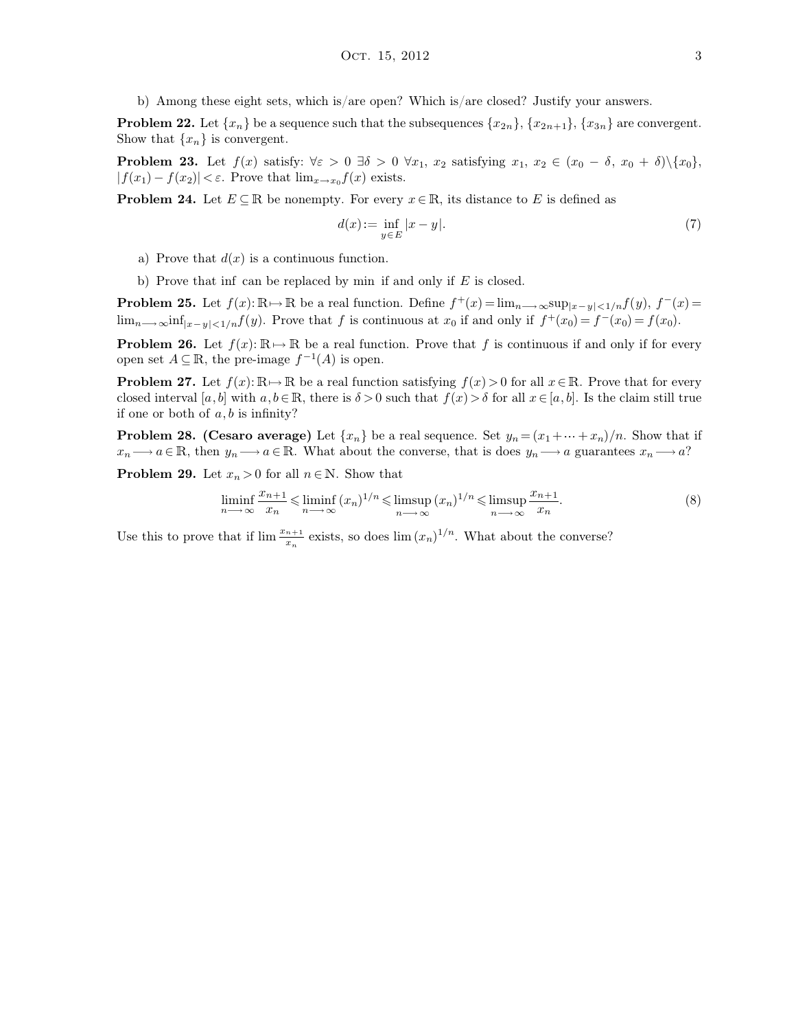b) Among these eight sets, which is/are open? Which is/are closed? Justify your answers.

**Problem 22.** Let $\{x_n\}$ be a sequence such that the subsequences $\{x_{2n}\}$, $\{x_{2n+1}\}$, $\{x_{3n}\}$ are convergent. Show that $\{x_n\}$ is convergent.

**Problem 23.** Let $f(x)$ satisfy: $\forall \varepsilon > 0\ \exists \delta > 0\ \forall x_1, x_2$ satisfying $x_1, x_2 \in (x_0 - \delta, x_0 + \delta) \backslash \{x_0\}$, $|f(x_1) - f(x_2)| < \varepsilon$. Prove that $\lim_{x \to x_0} f(x)$ exists.

**Problem 24.** Let $E \subseteq \mathbb{R}$ be nonempty. For every $x \in \mathbb{R}$, its distance to $E$ is defined as

$$d(x) := \inf_{y \in E} |x - y|. \tag{7}$$

a) Prove that $d(x)$ is a continuous function.

b) Prove that inf can be replaced by min if and only if $E$ is closed.

**Problem 25.** Let $f(x): \mathbb{R} \mapsto \mathbb{R}$ be a real function. Define $f^+(x) = \lim_{n \longrightarrow \infty} \sup_{|x-y|<1/n} f(y)$, $f^-(x) = \lim_{n \longrightarrow \infty} \inf_{|x-y|<1/n} f(y)$. Prove that $f$ is continuous at $x_0$ if and only if $f^+(x_0) = f^-(x_0) = f(x_0)$.

**Problem 26.** Let $f(x): \mathbb{R} \mapsto \mathbb{R}$ be a real function. Prove that $f$ is continuous if and only if for every open set $A \subseteq \mathbb{R}$, the pre-image $f^{-1}(A)$ is open.

**Problem 27.** Let $f(x): \mathbb{R} \mapsto \mathbb{R}$ be a real function satisfying $f(x) > 0$ for all $x \in \mathbb{R}$. Prove that for every closed interval $[a, b]$ with $a, b \in \mathbb{R}$, there is $\delta > 0$ such that $f(x) > \delta$ for all $x \in [a, b]$. Is the claim still true if one or both of $a, b$ is infinity?

**Problem 28. (Cesaro average)** Let $\{x_n\}$ be a real sequence. Set $y_n = (x_1 + \cdots + x_n)/n$. Show that if $x_n \longrightarrow a \in \mathbb{R}$, then $y_n \longrightarrow a \in \mathbb{R}$. What about the converse, that is does $y_n \longrightarrow a$ guarantees $x_n \longrightarrow a$?

**Problem 29.** Let $x_n > 0$ for all $n \in \mathbb{N}$. Show that

$$\liminf_{n \longrightarrow \infty} \frac{x_{n+1}}{x_n} \leqslant \liminf_{n \longrightarrow \infty} (x_n)^{1/n} \leqslant \limsup_{n \longrightarrow \infty} (x_n)^{1/n} \leqslant \limsup_{n \longrightarrow \infty} \frac{x_{n+1}}{x_n}. \tag{8}$$

Use this to prove that if $\lim \frac{x_{n+1}}{x_n}$ exists, so does $\lim (x_n)^{1/n}$. What about the converse?